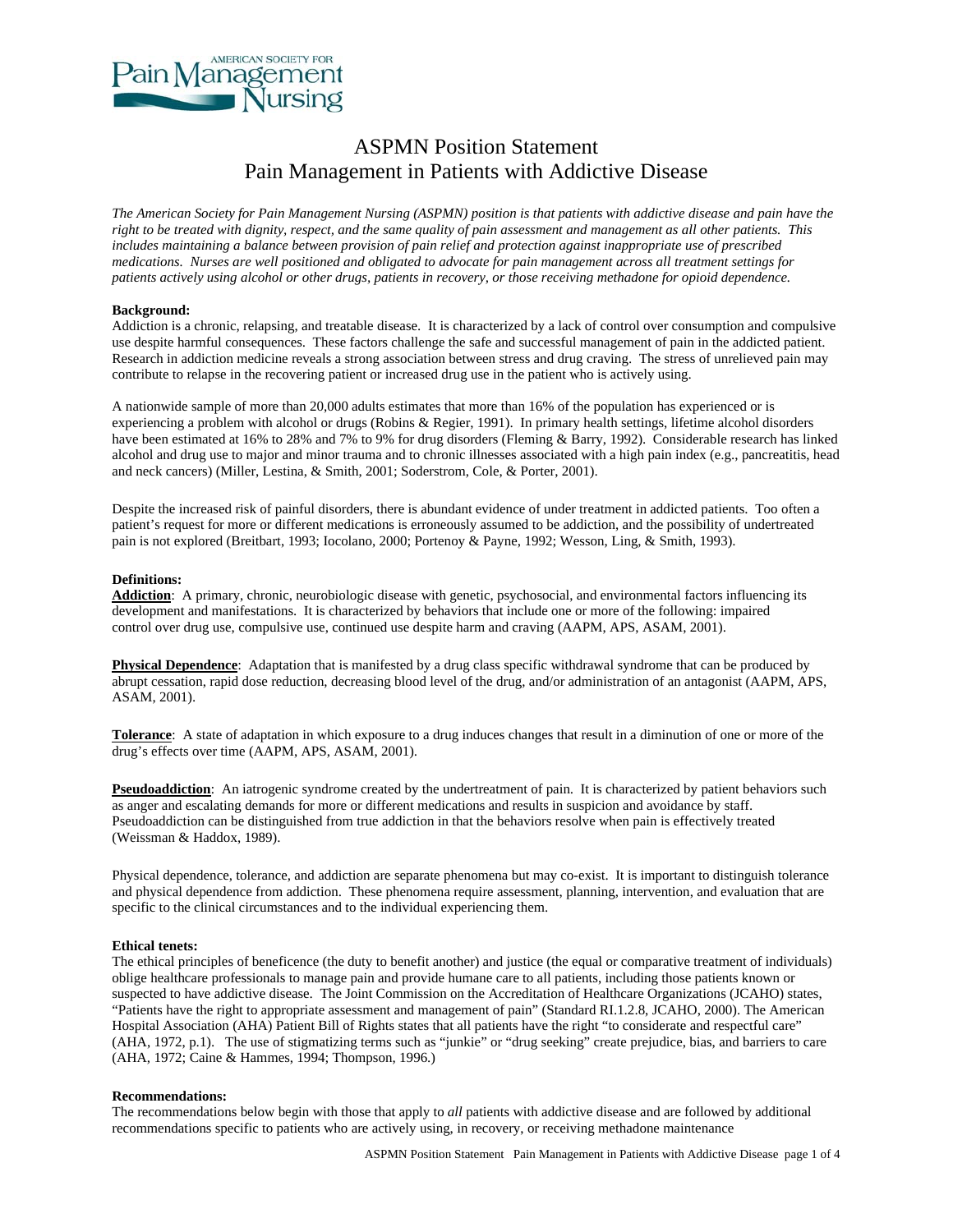# ASPMN Position Statement
# Pain Management in Patients with Addictive Disease

*The American Society for Pain Management Nursing (ASPMN) position is that patients with addictive disease and pain have the right to be treated with dignity, respect, and the same quality of pain assessment and management as all other patients. This includes maintaining a balance between provision of pain relief and protection against inappropriate use of prescribed medications. Nurses are well positioned and obligated to advocate for pain management across all treatment settings for patients actively using alcohol or other drugs, patients in recovery, or those receiving methadone for opioid dependence.*

**Background:**
Addiction is a chronic, relapsing, and treatable disease. It is characterized by a lack of control over consumption and compulsive use despite harmful consequences. These factors challenge the safe and successful management of pain in the addicted patient. Research in addiction medicine reveals a strong association between stress and drug craving. The stress of unrelieved pain may contribute to relapse in the recovering patient or increased drug use in the patient who is actively using.

A nationwide sample of more than 20,000 adults estimates that more than 16% of the population has experienced or is experiencing a problem with alcohol or drugs (Robins & Regier, 1991). In primary health settings, lifetime alcohol disorders have been estimated at 16% to 28% and 7% to 9% for drug disorders (Fleming & Barry, 1992). Considerable research has linked alcohol and drug use to major and minor trauma and to chronic illnesses associated with a high pain index (e.g., pancreatitis, head and neck cancers) (Miller, Lestina, & Smith, 2001; Soderstrom, Cole, & Porter, 2001).

Despite the increased risk of painful disorders, there is abundant evidence of under treatment in addicted patients. Too often a patient's request for more or different medications is erroneously assumed to be addiction, and the possibility of undertreated pain is not explored (Breitbart, 1993; Iocolano, 2000; Portenoy & Payne, 1992; Wesson, Ling, & Smith, 1993).

**Definitions:**
**Addiction**: A primary, chronic, neurobiologic disease with genetic, psychosocial, and environmental factors influencing its development and manifestations. It is characterized by behaviors that include one or more of the following: impaired control over drug use, compulsive use, continued use despite harm and craving (AAPM, APS, ASAM, 2001).

**Physical Dependence**: Adaptation that is manifested by a drug class specific withdrawal syndrome that can be produced by abrupt cessation, rapid dose reduction, decreasing blood level of the drug, and/or administration of an antagonist (AAPM, APS, ASAM, 2001).

**Tolerance**: A state of adaptation in which exposure to a drug induces changes that result in a diminution of one or more of the drug's effects over time (AAPM, APS, ASAM, 2001).

**Pseudoaddiction**: An iatrogenic syndrome created by the undertreatment of pain. It is characterized by patient behaviors such as anger and escalating demands for more or different medications and results in suspicion and avoidance by staff. Pseudoaddiction can be distinguished from true addiction in that the behaviors resolve when pain is effectively treated (Weissman & Haddox, 1989).

Physical dependence, tolerance, and addiction are separate phenomena but may co-exist. It is important to distinguish tolerance and physical dependence from addiction. These phenomena require assessment, planning, intervention, and evaluation that are specific to the clinical circumstances and to the individual experiencing them.

**Ethical tenets:**
The ethical principles of beneficence (the duty to benefit another) and justice (the equal or comparative treatment of individuals) oblige healthcare professionals to manage pain and provide humane care to all patients, including those patients known or suspected to have addictive disease. The Joint Commission on the Accreditation of Healthcare Organizations (JCAHO) states, "Patients have the right to appropriate assessment and management of pain" (Standard RI.1.2.8, JCAHO, 2000). The American Hospital Association (AHA) Patient Bill of Rights states that all patients have the right "to considerate and respectful care" (AHA, 1972, p.1). The use of stigmatizing terms such as "junkie" or "drug seeking" create prejudice, bias, and barriers to care (AHA, 1972; Caine & Hammes, 1994; Thompson, 1996.)

**Recommendations:**
The recommendations below begin with those that apply to *all* patients with addictive disease and are followed by additional recommendations specific to patients who are actively using, in recovery, or receiving methadone maintenance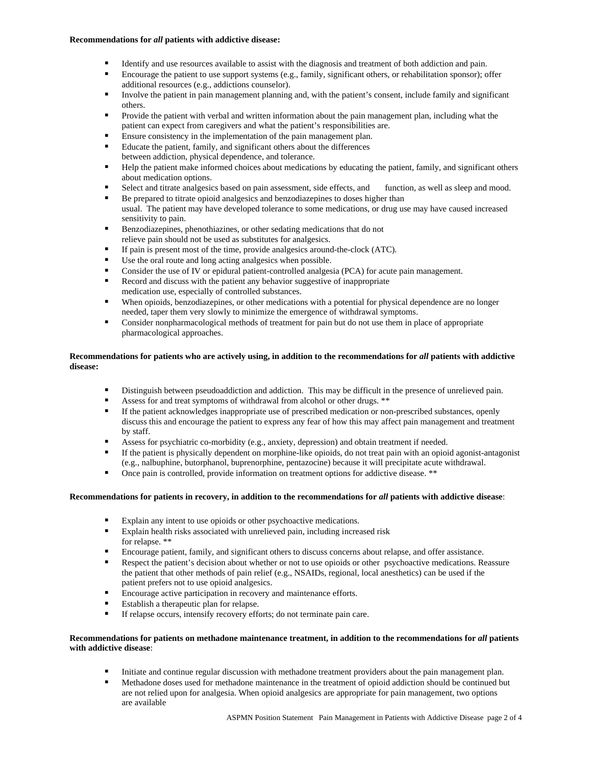**Recommendations for *all* patients with addictive disease:**

- Identify and use resources available to assist with the diagnosis and treatment of both addiction and pain.
- Encourage the patient to use support systems (e.g., family, significant others, or rehabilitation sponsor); offer additional resources (e.g., addictions counselor).
- Involve the patient in pain management planning and, with the patient's consent, include family and significant others.
- Provide the patient with verbal and written information about the pain management plan, including what the patient can expect from caregivers and what the patient's responsibilities are.
- Ensure consistency in the implementation of the pain management plan.
- Educate the patient, family, and significant others about the differences between addiction, physical dependence, and tolerance.
- Help the patient make informed choices about medications by educating the patient, family, and significant others about medication options.
- Select and titrate analgesics based on pain assessment, side effects, and function, as well as sleep and mood.
- Be prepared to titrate opioid analgesics and benzodiazepines to doses higher than usual. The patient may have developed tolerance to some medications, or drug use may have caused increased sensitivity to pain.
- Benzodiazepines, phenothiazines, or other sedating medications that do not relieve pain should not be used as substitutes for analgesics.
- If pain is present most of the time, provide analgesics around-the-clock (ATC).
- Use the oral route and long acting analgesics when possible.
- Consider the use of IV or epidural patient-controlled analgesia (PCA) for acute pain management.
- Record and discuss with the patient any behavior suggestive of inappropriate medication use, especially of controlled substances.
- When opioids, benzodiazepines, or other medications with a potential for physical dependence are no longer needed, taper them very slowly to minimize the emergence of withdrawal symptoms.
- Consider nonpharmacological methods of treatment for pain but do not use them in place of appropriate pharmacological approaches.

**Recommendations for patients who are actively using, in addition to the recommendations for *all* patients with addictive disease:**

- Distinguish between pseudoaddiction and addiction. This may be difficult in the presence of unrelieved pain.
- Assess for and treat symptoms of withdrawal from alcohol or other drugs. **
- If the patient acknowledges inappropriate use of prescribed medication or non-prescribed substances, openly discuss this and encourage the patient to express any fear of how this may affect pain management and treatment by staff.
- Assess for psychiatric co-morbidity (e.g., anxiety, depression) and obtain treatment if needed.
- If the patient is physically dependent on morphine-like opioids, do not treat pain with an opioid agonist-antagonist (e.g., nalbuphine, butorphanol, buprenorphine, pentazocine) because it will precipitate acute withdrawal.
- Once pain is controlled, provide information on treatment options for addictive disease. **

**Recommendations for patients in recovery, in addition to the recommendations for *all* patients with addictive disease**:

- Explain any intent to use opioids or other psychoactive medications.
- Explain health risks associated with unrelieved pain, including increased risk for relapse. **
- Encourage patient, family, and significant others to discuss concerns about relapse, and offer assistance.
- Respect the patient's decision about whether or not to use opioids or other psychoactive medications. Reassure the patient that other methods of pain relief (e.g., NSAIDs, regional, local anesthetics) can be used if the patient prefers not to use opioid analgesics.
- Encourage active participation in recovery and maintenance efforts.
- Establish a therapeutic plan for relapse.
- If relapse occurs, intensify recovery efforts; do not terminate pain care.

**Recommendations for patients on methadone maintenance treatment, in addition to the recommendations for *all* patients with addictive disease**:

- Initiate and continue regular discussion with methadone treatment providers about the pain management plan.
- Methadone doses used for methadone maintenance in the treatment of opioid addiction should be continued but are not relied upon for analgesia. When opioid analgesics are appropriate for pain management, two options are available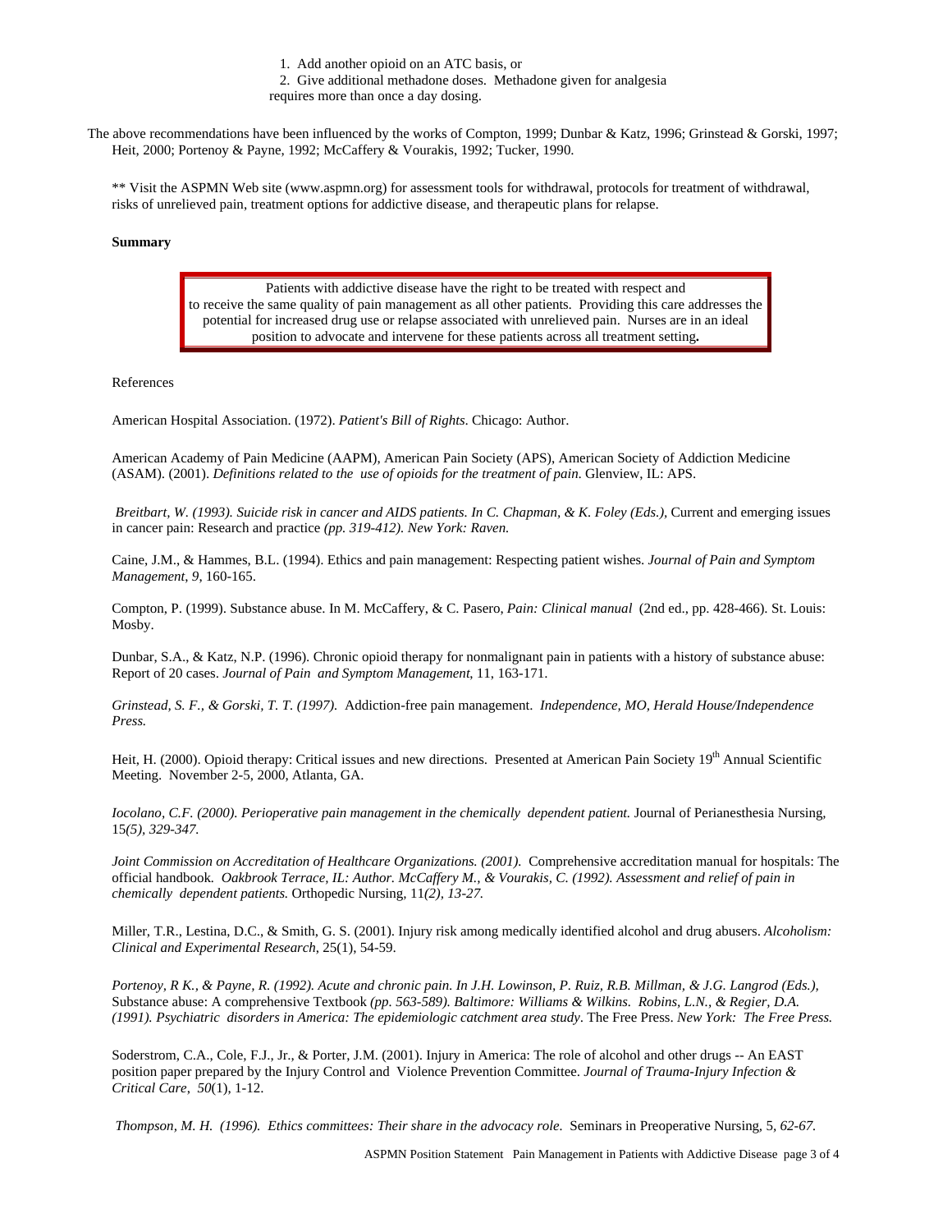1. Add another opioid on an ATC basis, or
2. Give additional methadone doses. Methadone given for analgesia requires more than once a day dosing.

The above recommendations have been influenced by the works of Compton, 1999; Dunbar & Katz, 1996; Grinstead & Gorski, 1997; Heit, 2000; Portenoy & Payne, 1992; McCaffery & Vourakis, 1992; Tucker, 1990.

** Visit the ASPMN Web site (www.aspmn.org) for assessment tools for withdrawal, protocols for treatment of withdrawal, risks of unrelieved pain, treatment options for addictive disease, and therapeutic plans for relapse.

**Summary**

> Patients with addictive disease have the right to be treated with respect and to receive the same quality of pain management as all other patients. Providing this care addresses the potential for increased drug use or relapse associated with unrelieved pain. Nurses are in an ideal position to advocate and intervene for these patients across all treatment setting**.**

References

American Hospital Association. (1972). *Patient's Bill of Rights*. Chicago: Author.

American Academy of Pain Medicine (AAPM), American Pain Society (APS), American Society of Addiction Medicine (ASAM). (2001). *Definitions related to the use of opioids for the treatment of pain*. Glenview, IL: APS.

*Breitbart, W. (1993). Suicide risk in cancer and AIDS patients. In C. Chapman, & K. Foley (Eds.),* Current and emerging issues in cancer pain: Research and practice *(pp. 319-412). New York: Raven.*

Caine, J.M., & Hammes, B.L. (1994). Ethics and pain management: Respecting patient wishes. *Journal of Pain and Symptom Management, 9*, 160-165.

Compton, P. (1999). Substance abuse. In M. McCaffery, & C. Pasero, *Pain: Clinical manual* (2nd ed., pp. 428-466). St. Louis: Mosby.

Dunbar, S.A., & Katz, N.P. (1996). Chronic opioid therapy for nonmalignant pain in patients with a history of substance abuse: Report of 20 cases. *Journal of Pain and Symptom Management*, 11, 163-171.

*Grinstead, S. F., & Gorski, T. T. (1997).* Addiction-free pain management. *Independence, MO, Herald House/Independence Press.*

Heit, H. (2000). Opioid therapy: Critical issues and new directions. Presented at American Pain Society 19th Annual Scientific Meeting. November 2-5, 2000, Atlanta, GA.

*Iocolano, C.F. (2000). Perioperative pain management in the chemically dependent patient.* Journal of Perianesthesia Nursing, 15*(5), 329-347.*

*Joint Commission on Accreditation of Healthcare Organizations. (2001).* Comprehensive accreditation manual for hospitals: The official handbook. *Oakbrook Terrace, IL: Author. McCaffery M., & Vourakis, C. (1992). Assessment and relief of pain in chemically dependent patients.* Orthopedic Nursing, 11*(2), 13-27.*

Miller, T.R., Lestina, D.C., & Smith, G. S. (2001). Injury risk among medically identified alcohol and drug abusers. *Alcoholism: Clinical and Experimental Research*, 25(1), 54-59.

*Portenoy, R K., & Payne, R. (1992). Acute and chronic pain. In J.H. Lowinson, P. Ruiz, R.B. Millman, & J.G. Langrod (Eds.),* Substance abuse: A comprehensive Textbook *(pp. 563-589). Baltimore: Williams & Wilkins. Robins, L.N., & Regier, D.A. (1991). Psychiatric disorders in America: The epidemiologic catchment area study*. The Free Press. *New York: The Free Press.*

Soderstrom, C.A., Cole, F.J., Jr., & Porter, J.M. (2001). Injury in America: The role of alcohol and other drugs -- An EAST position paper prepared by the Injury Control and Violence Prevention Committee. *Journal of Trauma-Injury Infection & Critical Care, 50*(1), 1-12.

*Thompson, M. H. (1996). Ethics committees: Their share in the advocacy role.* Seminars in Preoperative Nursing, 5, *62-67.*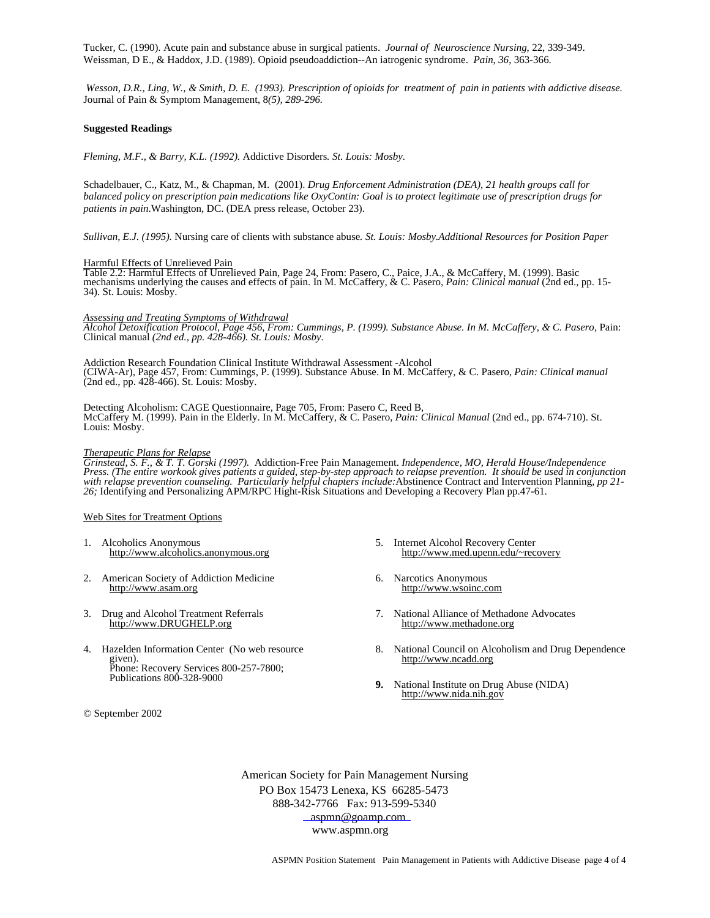Tucker, C. (1990). Acute pain and substance abuse in surgical patients. *Journal of Neuroscience Nursing*, 22, 339-349.
Weissman, D E., & Haddox, J.D. (1989). Opioid pseudoaddiction--An iatrogenic syndrome. *Pain*, *36*, 363-366.

*Wesson, D.R., Ling, W., & Smith, D. E. (1993). Prescription of opioids for treatment of pain in patients with addictive disease.* Journal of Pain & Symptom Management, 8*(5), 289-296.*

**Suggested Readings**

*Fleming, M.F., & Barry, K.L. (1992).* Addictive Disorders*. St. Louis: Mosby.*

Schadelbauer, C., Katz, M., & Chapman, M. (2001). *Drug Enforcement Administration (DEA), 21 health groups call for balanced policy on prescription pain medications like OxyContin: Goal is to protect legitimate use of prescription drugs for patients in pain*.Washington, DC. (DEA press release, October 23).

*Sullivan, E.J. (1995).* Nursing care of clients with substance abuse*. St. Louis: Mosby.Additional Resources for Position Paper*

Harmful Effects of Unrelieved Pain
Table 2.2: Harmful Effects of Unrelieved Pain, Page 24, From: Pasero, C., Paice, J.A., & McCaffery, M. (1999). Basic mechanisms underlying the causes and effects of pain. In M. McCaffery, & C. Pasero, *Pain: Clinical manual* (2nd ed., pp. 15-34). St. Louis: Mosby.

*Assessing and Treating Symptoms of Withdrawal*
*Alcohol Detoxification Protocol, Page 456, From: Cummings, P. (1999). Substance Abuse. In M. McCaffery, & C. Pasero,* Pain: Clinical manual *(2nd ed., pp. 428-466). St. Louis: Mosby.*

Addiction Research Foundation Clinical Institute Withdrawal Assessment -Alcohol
(CIWA-Ar), Page 457, From: Cummings, P. (1999). Substance Abuse. In M. McCaffery, & C. Pasero, *Pain: Clinical manual* (2nd ed., pp. 428-466). St. Louis: Mosby.

Detecting Alcoholism: CAGE Questionnaire, Page 705, From: Pasero C, Reed B,
McCaffery M. (1999). Pain in the Elderly. In M. McCaffery, & C. Pasero, *Pain: Clinical Manual* (2nd ed., pp. 674-710). St. Louis: Mosby.

*Therapeutic Plans for Relapse*
*Grinstead, S. F., & T. T. Gorski (1997).* Addiction-Free Pain Management. *Independence, MO, Herald House/Independence Press. (The entire workook gives patients a guided, step-by-step approach to relapse prevention. It should be used in conjunction with relapse prevention counseling. Particularly helpful chapters include:*Abstinence Contract and Intervention Planning*, pp 21-26;* Identifying and Personalizing APM/RPC Hight-Risk Situations and Developing a Recovery Plan pp.47-61.

Web Sites for Treatment Options

1. Alcoholics Anonymous
   http://www.alcoholics.anonymous.org
2. American Society of Addiction Medicine
   http://www.asam.org
3. Drug and Alcohol Treatment Referrals
   http://www.DRUGHELP.org
4. Hazelden Information Center (No web resource given).
   Phone: Recovery Services 800-257-7800;
   Publications 800-328-9000
5. Internet Alcohol Recovery Center
   http://www.med.upenn.edu/~recovery
6. Narcotics Anonymous
   http://www.wsoinc.com
7. National Alliance of Methadone Advocates
   http://www.methadone.org
8. National Council on Alcoholism and Drug Dependence
   http://www.ncadd.org
9. National Institute on Drug Abuse (NIDA)
   http://www.nida.nih.gov

© September 2002

American Society for Pain Management Nursing
PO Box 15473 Lenexa, KS 66285-5473
888-342-7766 Fax: 913-599-5340
aspmn@goamp.com
www.aspmn.org